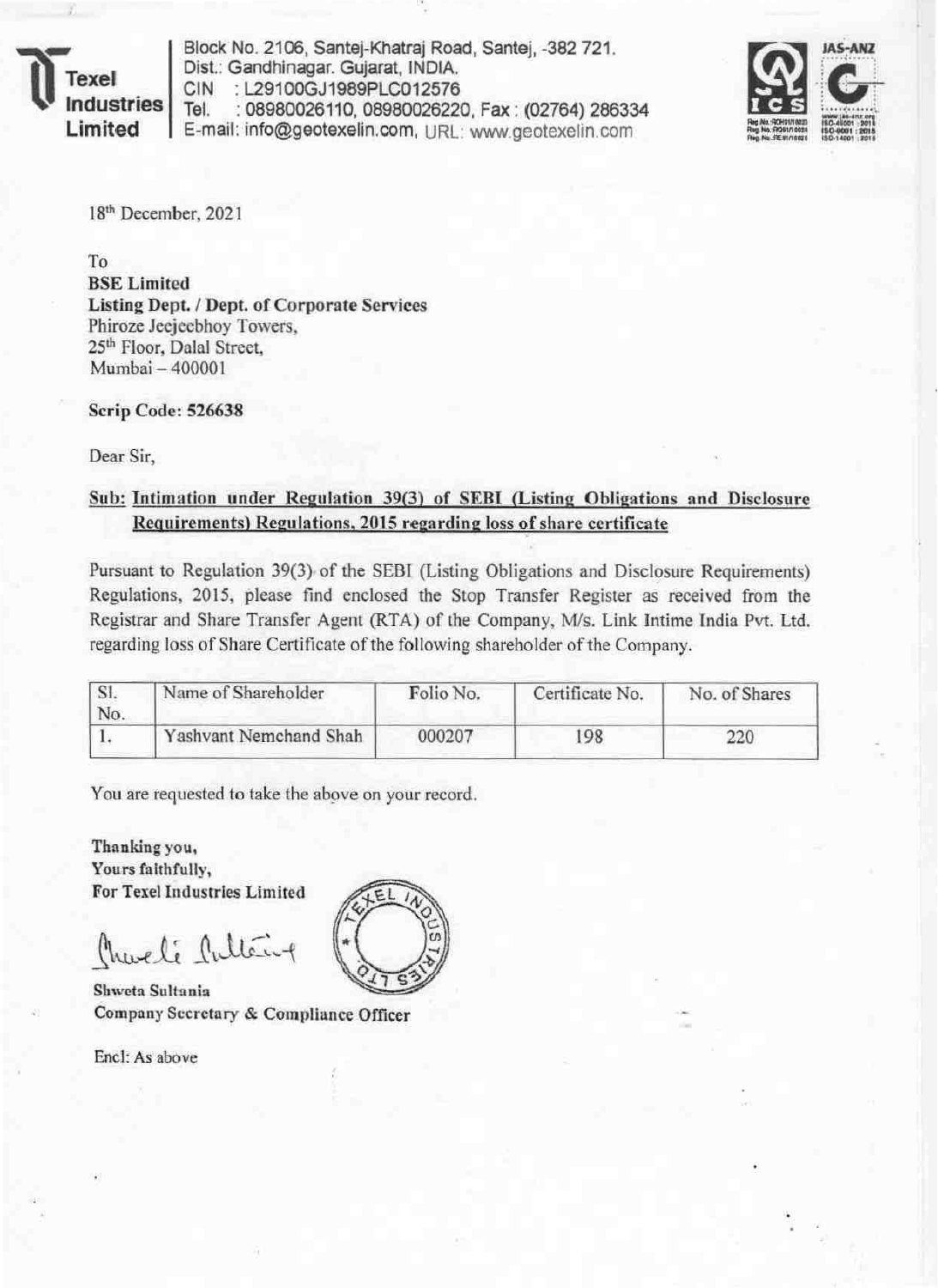**Texel Industries Limited**

Block No. 2106, Santej-Khatraj Road, Santej, -382 721.
Dist.: Gandhinagar. Gujarat, INDIA.
CIN : L29100GJ1989PLC012576
Tel. : 08980026110, 08980026220, Fax : (02764) 286334
E-mail: info@geotexelin.com, URL: www.geotexelin.com

18th December, 2021

To
**BSE Limited**
**Listing Dept. / Dept. of Corporate Services**
Phiroze Jeejeebhoy Towers,
25th Floor, Dalal Street,
Mumbai – 400001

**Scrip Code: 526638**

Dear Sir,

**Sub: Intimation under Regulation 39(3) of SEBI (Listing Obligations and Disclosure Requirements) Regulations, 2015 regarding loss of share certificate**

Pursuant to Regulation 39(3) of the SEBI (Listing Obligations and Disclosure Requirements) Regulations, 2015, please find enclosed the Stop Transfer Register as received from the Registrar and Share Transfer Agent (RTA) of the Company, M/s. Link Intime India Pvt. Ltd. regarding loss of Share Certificate of the following shareholder of the Company.

| Sl. No. | Name of Shareholder | Folio No. | Certificate No. | No. of Shares |
|---|---|---|---|---|
| 1. | Yashvant Nemchand Shah | 000207 | 198 | 220 |

You are requested to take the above on your record.

**Thanking you,**
**Yours faithfully,**
**For Texel Industries Limited**

**Shweta Sultania**
**Company Secretary & Compliance Officer**

Encl: As above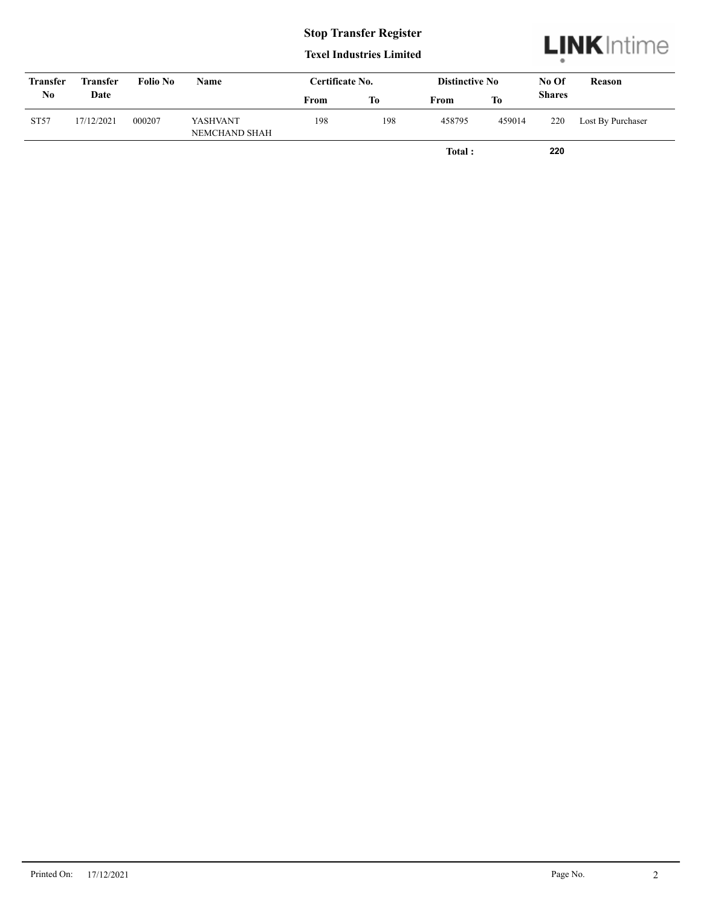# Stop Transfer Register

## Texel Industries Limited

| Transfer No | Transfer Date | Folio No | Name | Certificate No. | | Distinctive No | | No Of Shares | Reason |
|---|---|---|---|---|---|---|---|---|---|
| | | | | From | To | From | To | | |
| ST57 | 17/12/2021 | 000207 | YASHVANT NEMCHAND SHAH | 198 | 198 | 458795 | 459014 | 220 | Lost By Purchaser |
| | | | | | | Total : | | **220** | |

Printed On: 17/12/2021